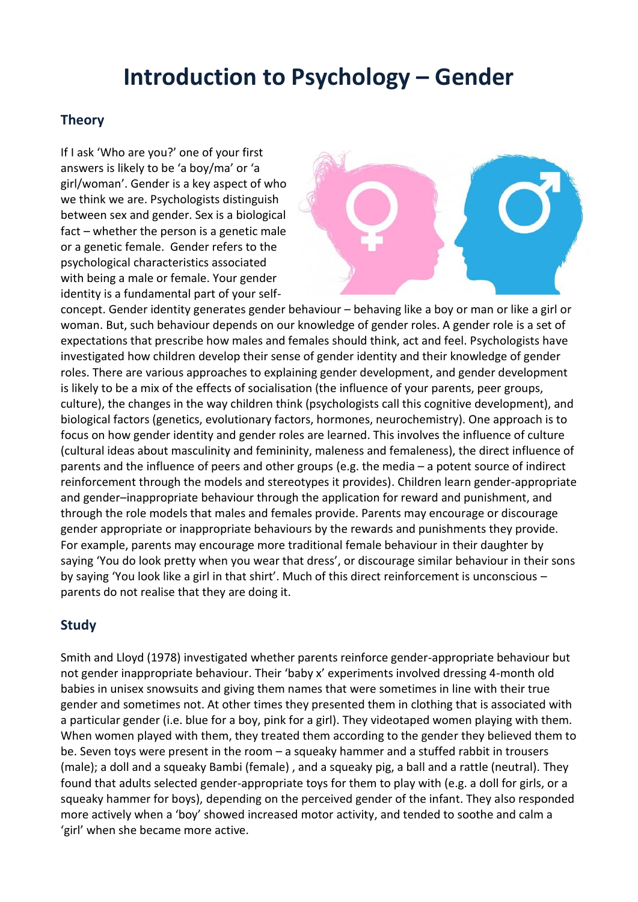# Introduction to Psychology – Gender

## Theory

If I ask 'Who are you?' one of your first answers is likely to be 'a boy/ma' or 'a girl/woman'. Gender is a key aspect of who we think we are. Psychologists distinguish between sex and gender. Sex is a biological fact – whether the person is a genetic male or a genetic female. Gender refers to the psychological characteristics associated with being a male or female. Your gender identity is a fundamental part of your self-concept. Gender identity generates gender behaviour – behaving like a boy or man or like a girl or woman. But, such behaviour depends on our knowledge of gender roles. A gender role is a set of expectations that prescribe how males and females should think, act and feel. Psychologists have investigated how children develop their sense of gender identity and their knowledge of gender roles. There are various approaches to explaining gender development, and gender development is likely to be a mix of the effects of socialisation (the influence of your parents, peer groups, culture), the changes in the way children think (psychologists call this cognitive development), and biological factors (genetics, evolutionary factors, hormones, neurochemistry). One approach is to focus on how gender identity and gender roles are learned. This involves the influence of culture (cultural ideas about masculinity and femininity, maleness and femaleness), the direct influence of parents and the influence of peers and other groups (e.g. the media – a potent source of indirect reinforcement through the models and stereotypes it provides). Children learn gender-appropriate and gender–inappropriate behaviour through the application for reward and punishment, and through the role models that males and females provide. Parents may encourage or discourage gender appropriate or inappropriate behaviours by the rewards and punishments they provide. For example, parents may encourage more traditional female behaviour in their daughter by saying 'You do look pretty when you wear that dress', or discourage similar behaviour in their sons by saying 'You look like a girl in that shirt'. Much of this direct reinforcement is unconscious – parents do not realise that they are doing it.

## Study

Smith and Lloyd (1978) investigated whether parents reinforce gender-appropriate behaviour but not gender inappropriate behaviour. Their 'baby x' experiments involved dressing 4-month old babies in unisex snowsuits and giving them names that were sometimes in line with their true gender and sometimes not. At other times they presented them in clothing that is associated with a particular gender (i.e. blue for a boy, pink for a girl). They videotaped women playing with them. When women played with them, they treated them according to the gender they believed them to be. Seven toys were present in the room – a squeaky hammer and a stuffed rabbit in trousers (male); a doll and a squeaky Bambi (female) , and a squeaky pig, a ball and a rattle (neutral). They found that adults selected gender-appropriate toys for them to play with (e.g. a doll for girls, or a squeaky hammer for boys), depending on the perceived gender of the infant. They also responded more actively when a 'boy' showed increased motor activity, and tended to soothe and calm a 'girl' when she became more active.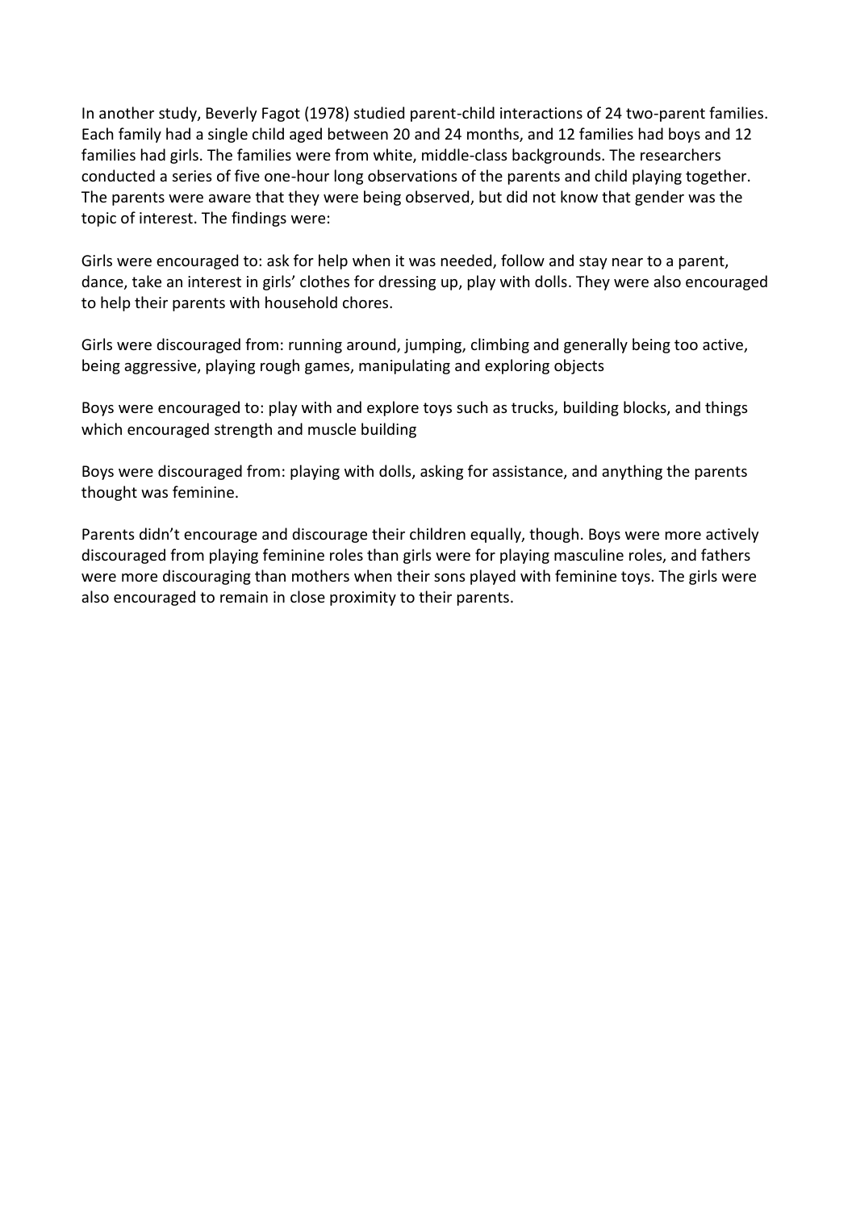In another study, Beverly Fagot (1978) studied parent-child interactions of 24 two-parent families. Each family had a single child aged between 20 and 24 months, and 12 families had boys and 12 families had girls. The families were from white, middle-class backgrounds. The researchers conducted a series of five one-hour long observations of the parents and child playing together. The parents were aware that they were being observed, but did not know that gender was the topic of interest. The findings were:

Girls were encouraged to: ask for help when it was needed, follow and stay near to a parent, dance, take an interest in girls' clothes for dressing up, play with dolls. They were also encouraged to help their parents with household chores.

Girls were discouraged from: running around, jumping, climbing and generally being too active, being aggressive, playing rough games, manipulating and exploring objects

Boys were encouraged to: play with and explore toys such as trucks, building blocks, and things which encouraged strength and muscle building

Boys were discouraged from: playing with dolls, asking for assistance, and anything the parents thought was feminine.

Parents didn't encourage and discourage their children equally, though. Boys were more actively discouraged from playing feminine roles than girls were for playing masculine roles, and fathers were more discouraging than mothers when their sons played with feminine toys. The girls were also encouraged to remain in close proximity to their parents.